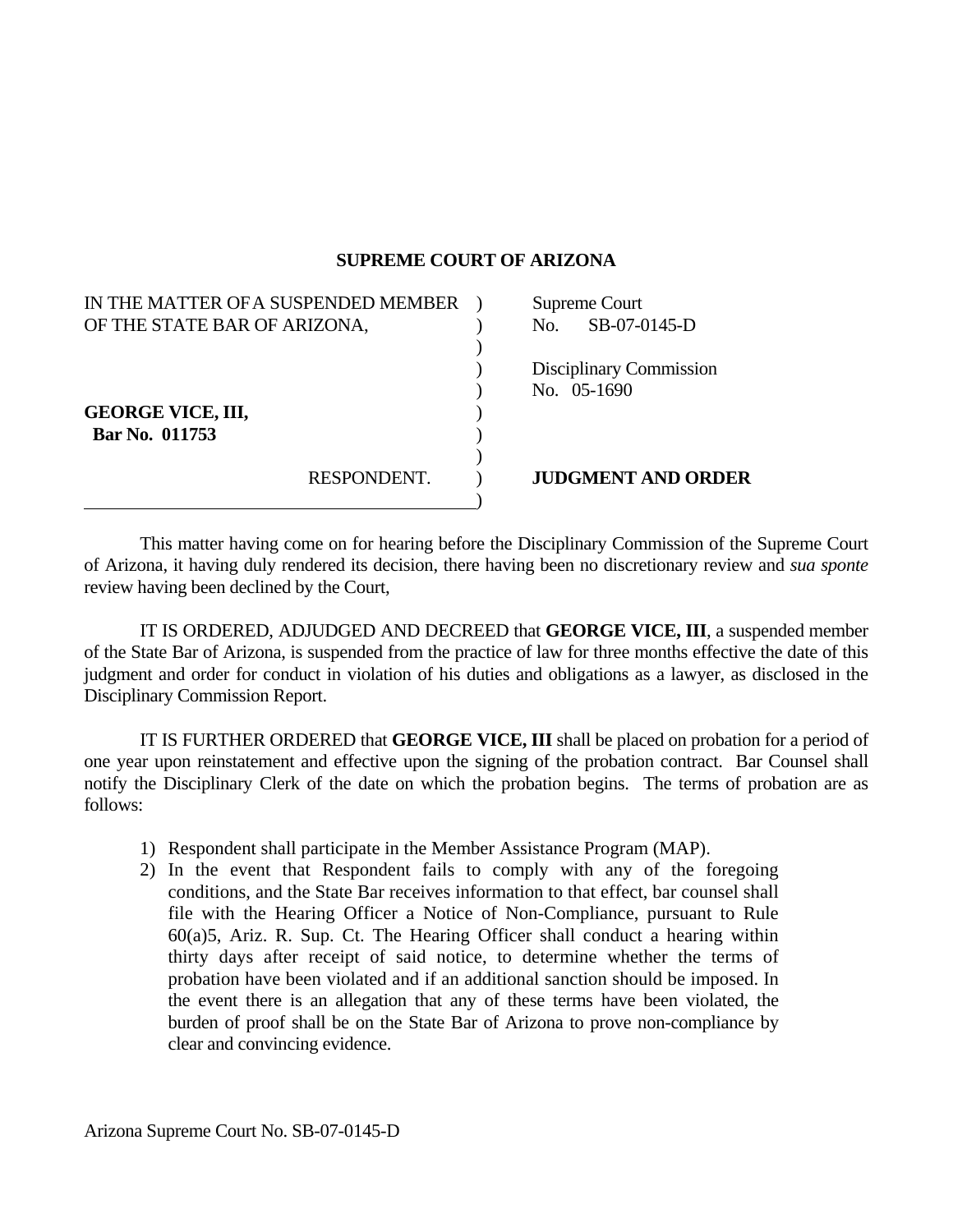**SUPREME COURT OF ARIZONA**

| | |
|---|---|
| IN THE MATTER OF A SUSPENDED MEMBER OF THE STATE BAR OF ARIZONA, | Supreme Court No. SB-07-0145-D |
| | Disciplinary Commission No. 05-1690 |
| **GEORGE VICE, III,** **Bar No. 011753** | |
| RESPONDENT. | **JUDGMENT AND ORDER** |

This matter having come on for hearing before the Disciplinary Commission of the Supreme Court of Arizona, it having duly rendered its decision, there having been no discretionary review and *sua sponte* review having been declined by the Court,

IT IS ORDERED, ADJUDGED AND DECREED that **GEORGE VICE, III**, a suspended member of the State Bar of Arizona, is suspended from the practice of law for three months effective the date of this judgment and order for conduct in violation of his duties and obligations as a lawyer, as disclosed in the Disciplinary Commission Report.

IT IS FURTHER ORDERED that **GEORGE VICE, III** shall be placed on probation for a period of one year upon reinstatement and effective upon the signing of the probation contract. Bar Counsel shall notify the Disciplinary Clerk of the date on which the probation begins. The terms of probation are as follows:

1) Respondent shall participate in the Member Assistance Program (MAP).
2) In the event that Respondent fails to comply with any of the foregoing conditions, and the State Bar receives information to that effect, bar counsel shall file with the Hearing Officer a Notice of Non-Compliance, pursuant to Rule 60(a)5, Ariz. R. Sup. Ct. The Hearing Officer shall conduct a hearing within thirty days after receipt of said notice, to determine whether the terms of probation have been violated and if an additional sanction should be imposed. In the event there is an allegation that any of these terms have been violated, the burden of proof shall be on the State Bar of Arizona to prove non-compliance by clear and convincing evidence.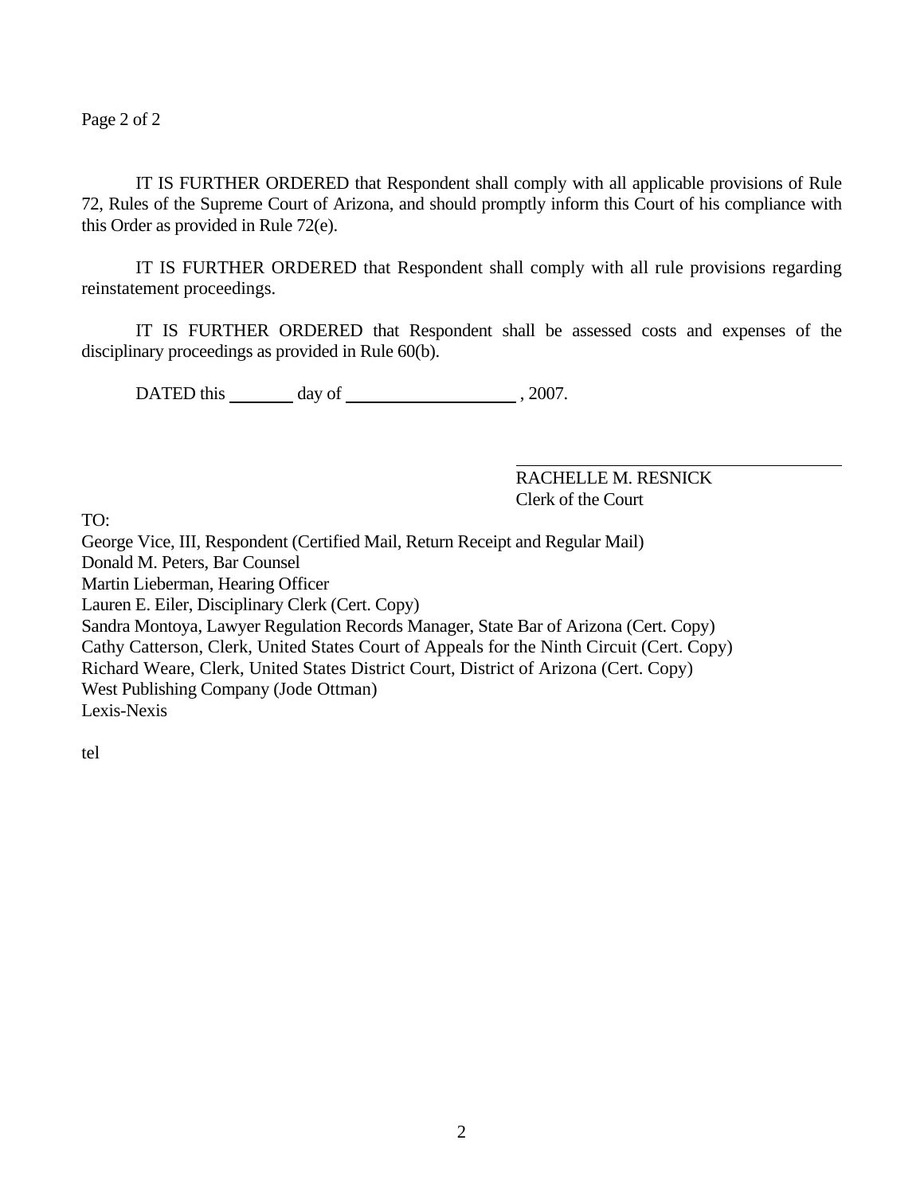IT IS FURTHER ORDERED that Respondent shall comply with all applicable provisions of Rule 72, Rules of the Supreme Court of Arizona, and should promptly inform this Court of his compliance with this Order as provided in Rule 72(e).

IT IS FURTHER ORDERED that Respondent shall comply with all rule provisions regarding reinstatement proceedings.

IT IS FURTHER ORDERED that Respondent shall be assessed costs and expenses of the disciplinary proceedings as provided in Rule 60(b).

DATED this ________ day of ____________________ , 2007.

\_\_\_\_\_\_\_\_\_\_\_\_\_\_\_\_\_\_\_\_\_\_\_\_\_\_\_\_\_\_\_\_\_\_\_\_\_\_\_\_  
RACHELLE M. RESNICK  
Clerk of the Court

TO:  
George Vice, III, Respondent (Certified Mail, Return Receipt and Regular Mail)  
Donald M. Peters, Bar Counsel  
Martin Lieberman, Hearing Officer  
Lauren E. Eiler, Disciplinary Clerk (Cert. Copy)  
Sandra Montoya, Lawyer Regulation Records Manager, State Bar of Arizona (Cert. Copy)  
Cathy Catterson, Clerk, United States Court of Appeals for the Ninth Circuit (Cert. Copy)  
Richard Weare, Clerk, United States District Court, District of Arizona (Cert. Copy)  
West Publishing Company (Jode Ottman)  
Lexis-Nexis

tel